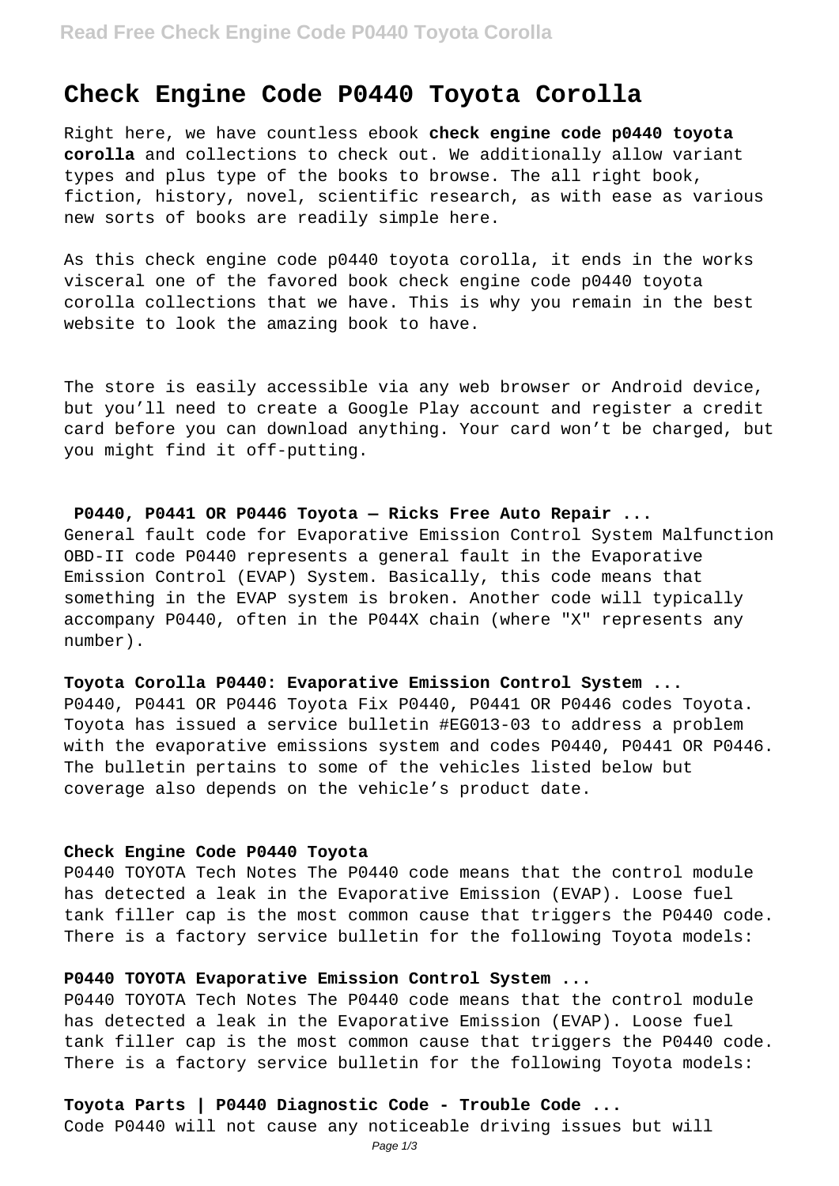# Check Engine Code P0440 Toyota Corolla

Right here, we have countless ebook **check engine code p0440 toyota corolla** and collections to check out. We additionally allow variant types and plus type of the books to browse. The all right book, fiction, history, novel, scientific research, as with ease as various new sorts of books are readily simple here.

As this check engine code p0440 toyota corolla, it ends in the works visceral one of the favored book check engine code p0440 toyota corolla collections that we have. This is why you remain in the best website to look the amazing book to have.

The store is easily accessible via any web browser or Android device, but you'll need to create a Google Play account and register a credit card before you can download anything. Your card won't be charged, but you might find it off-putting.

**P0440, P0441 OR P0446 Toyota — Ricks Free Auto Repair ...**

General fault code for Evaporative Emission Control System Malfunction OBD-II code P0440 represents a general fault in the Evaporative Emission Control (EVAP) System. Basically, this code means that something in the EVAP system is broken. Another code will typically accompany P0440, often in the P044X chain (where "X" represents any number).

**Toyota Corolla P0440: Evaporative Emission Control System ...**

P0440, P0441 OR P0446 Toyota Fix P0440, P0441 OR P0446 codes Toyota. Toyota has issued a service bulletin #EG013-03 to address a problem with the evaporative emissions system and codes P0440, P0441 OR P0446. The bulletin pertains to some of the vehicles listed below but coverage also depends on the vehicle's product date.

**Check Engine Code P0440 Toyota**

P0440 TOYOTA Tech Notes The P0440 code means that the control module has detected a leak in the Evaporative Emission (EVAP). Loose fuel tank filler cap is the most common cause that triggers the P0440 code. There is a factory service bulletin for the following Toyota models:

**P0440 TOYOTA Evaporative Emission Control System ...**

P0440 TOYOTA Tech Notes The P0440 code means that the control module has detected a leak in the Evaporative Emission (EVAP). Loose fuel tank filler cap is the most common cause that triggers the P0440 code. There is a factory service bulletin for the following Toyota models:

**Toyota Parts | P0440 Diagnostic Code - Trouble Code ...**

Code P0440 will not cause any noticeable driving issues but will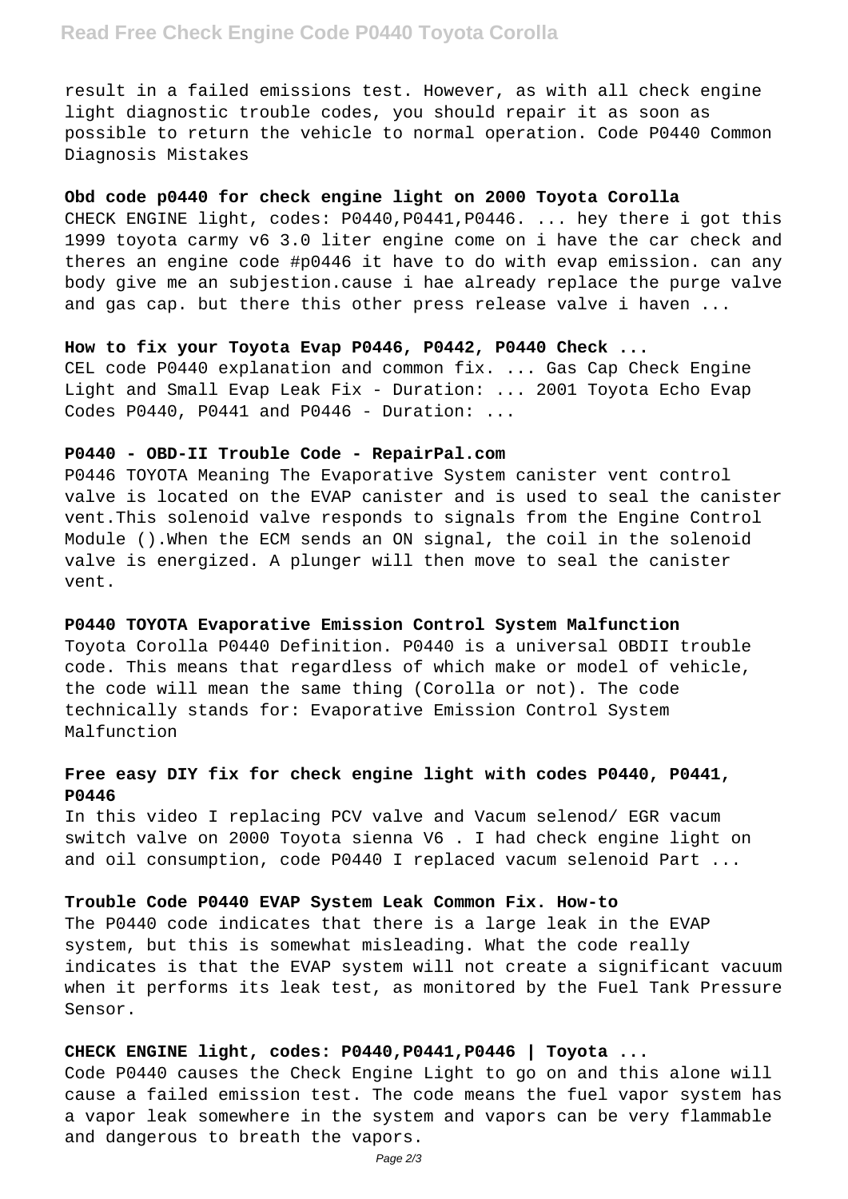result in a failed emissions test. However, as with all check engine light diagnostic trouble codes, you should repair it as soon as possible to return the vehicle to normal operation. Code P0440 Common Diagnosis Mistakes

**Obd code p0440 for check engine light on 2000 Toyota Corolla**

CHECK ENGINE light, codes: P0440,P0441,P0446. ... hey there i got this 1999 toyota carmy v6 3.0 liter engine come on i have the car check and theres an engine code #p0446 it have to do with evap emission. can any body give me an subjestion.cause i hae already replace the purge valve and gas cap. but there this other press release valve i haven ...

**How to fix your Toyota Evap P0446, P0442, P0440 Check ...**

CEL code P0440 explanation and common fix. ... Gas Cap Check Engine Light and Small Evap Leak Fix - Duration: ... 2001 Toyota Echo Evap Codes P0440, P0441 and P0446 - Duration: ...

**P0440 - OBD-II Trouble Code - RepairPal.com**

P0446 TOYOTA Meaning The Evaporative System canister vent control valve is located on the EVAP canister and is used to seal the canister vent.This solenoid valve responds to signals from the Engine Control Module ().When the ECM sends an ON signal, the coil in the solenoid valve is energized. A plunger will then move to seal the canister vent.

**P0440 TOYOTA Evaporative Emission Control System Malfunction**

Toyota Corolla P0440 Definition. P0440 is a universal OBDII trouble code. This means that regardless of which make or model of vehicle, the code will mean the same thing (Corolla or not). The code technically stands for: Evaporative Emission Control System Malfunction

**Free easy DIY fix for check engine light with codes P0440, P0441, P0446**

In this video I replacing PCV valve and Vacum selenod/ EGR vacum switch valve on 2000 Toyota sienna V6 . I had check engine light on and oil consumption, code P0440 I replaced vacum selenoid Part ...

**Trouble Code P0440 EVAP System Leak Common Fix. How-to**

The P0440 code indicates that there is a large leak in the EVAP system, but this is somewhat misleading. What the code really indicates is that the EVAP system will not create a significant vacuum when it performs its leak test, as monitored by the Fuel Tank Pressure Sensor.

**CHECK ENGINE light, codes: P0440,P0441,P0446 | Toyota ...**

Code P0440 causes the Check Engine Light to go on and this alone will cause a failed emission test. The code means the fuel vapor system has a vapor leak somewhere in the system and vapors can be very flammable and dangerous to breath the vapors.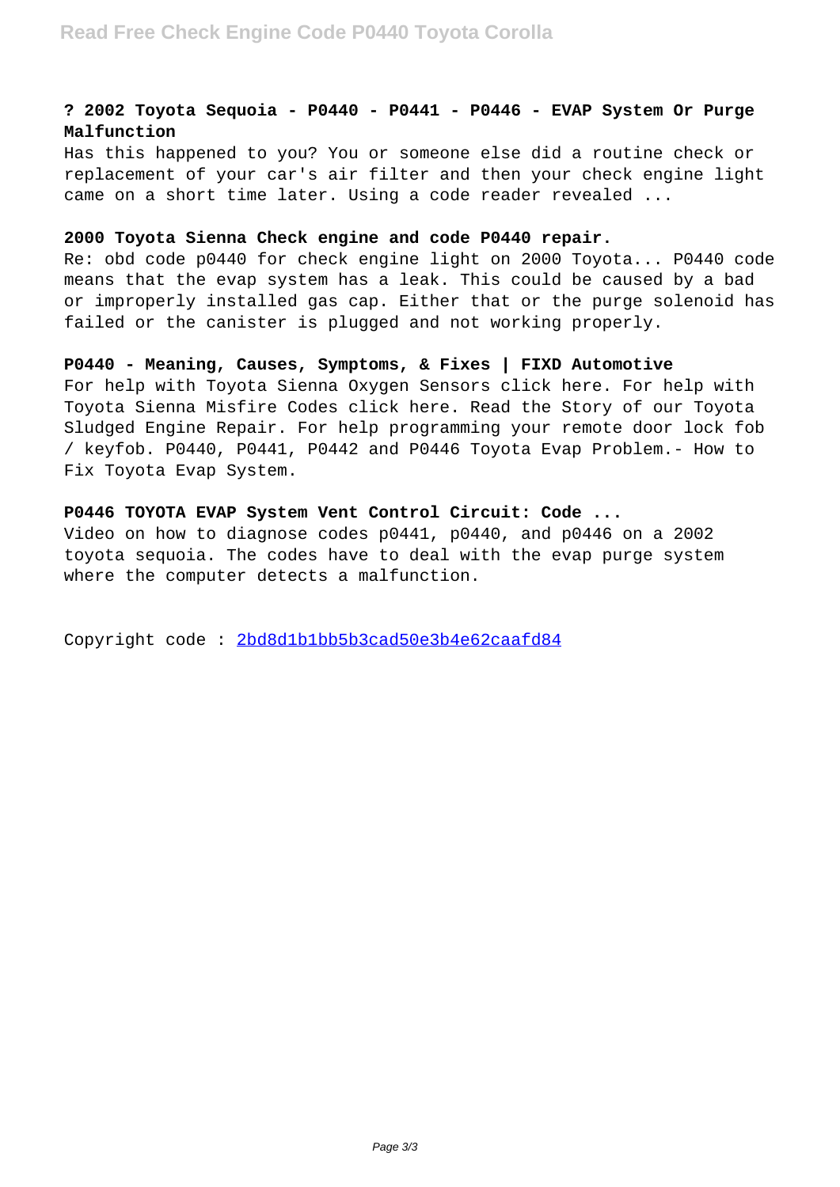**? 2002 Toyota Sequoia - P0440 - P0441 - P0446 - EVAP System Or Purge Malfunction**

Has this happened to you? You or someone else did a routine check or replacement of your car's air filter and then your check engine light came on a short time later. Using a code reader revealed ...

**2000 Toyota Sienna Check engine and code P0440 repair.**

Re: obd code p0440 for check engine light on 2000 Toyota... P0440 code means that the evap system has a leak. This could be caused by a bad or improperly installed gas cap. Either that or the purge solenoid has failed or the canister is plugged and not working properly.

**P0440 - Meaning, Causes, Symptoms, & Fixes | FIXD Automotive**

For help with Toyota Sienna Oxygen Sensors click here. For help with Toyota Sienna Misfire Codes click here. Read the Story of our Toyota Sludged Engine Repair. For help programming your remote door lock fob / keyfob. P0440, P0441, P0442 and P0446 Toyota Evap Problem.- How to Fix Toyota Evap System.

**P0446 TOYOTA EVAP System Vent Control Circuit: Code ...**

Video on how to diagnose codes p0441, p0440, and p0446 on a 2002 toyota sequoia. The codes have to deal with the evap purge system where the computer detects a malfunction.

Copyright code : 2bd8d1b1bb5b3cad50e3b4e62caafd84